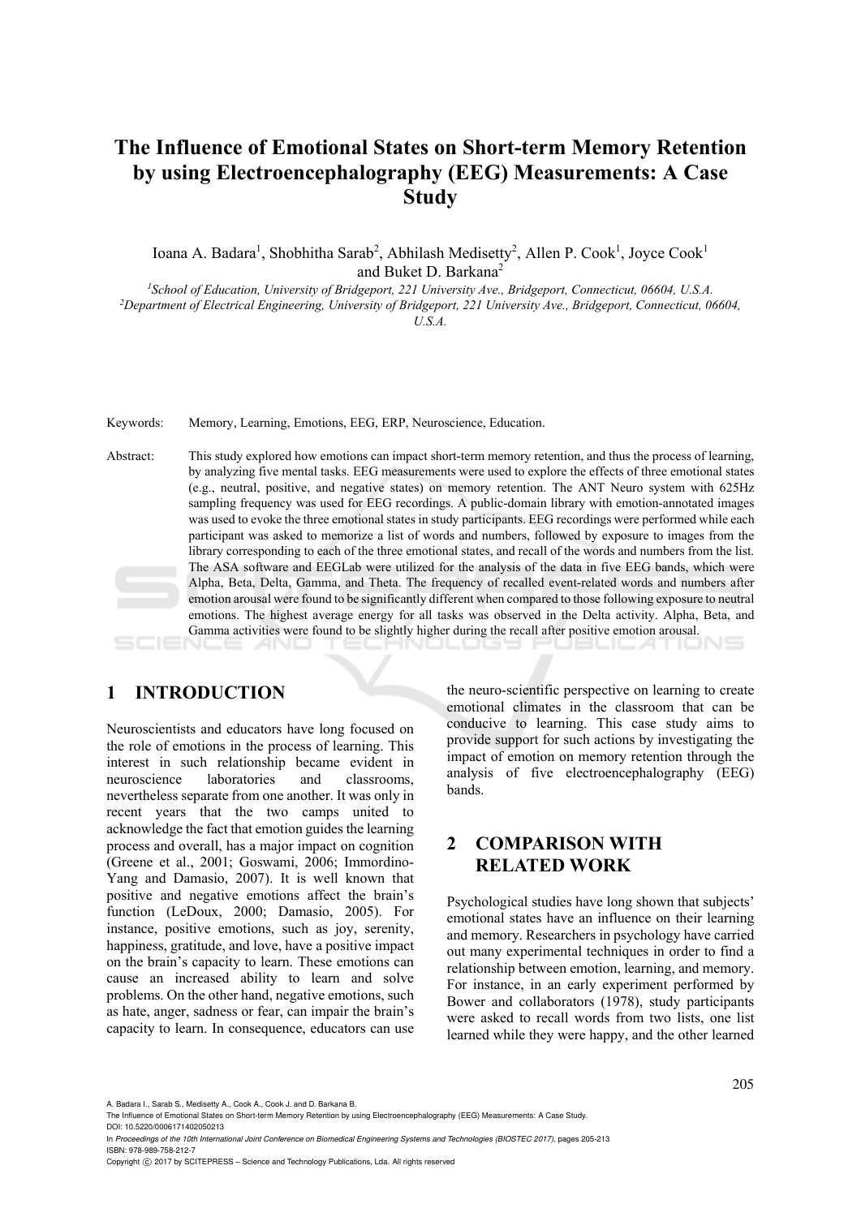# The Influence of Emotional States on Short-term Memory Retention by using Electroencephalography (EEG) Measurements: A Case Study

Ioana A. Badara[1], Shobhitha Sarab[2], Abhilash Medisetty[2], Allen P. Cook[1], Joyce Cook[1] and Buket D. Barkana[2]

[1]*School of Education, University of Bridgeport, 221 University Ave., Bridgeport, Connecticut, 06604, U.S.A.*
[2]*Department of Electrical Engineering, University of Bridgeport, 221 University Ave., Bridgeport, Connecticut, 06604, U.S.A.*

Keywords: Memory, Learning, Emotions, EEG, ERP, Neuroscience, Education.

Abstract: This study explored how emotions can impact short-term memory retention, and thus the process of learning, by analyzing five mental tasks. EEG measurements were used to explore the effects of three emotional states (e.g., neutral, positive, and negative states) on memory retention. The ANT Neuro system with 625Hz sampling frequency was used for EEG recordings. A public-domain library with emotion-annotated images was used to evoke the three emotional states in study participants. EEG recordings were performed while each participant was asked to memorize a list of words and numbers, followed by exposure to images from the library corresponding to each of the three emotional states, and recall of the words and numbers from the list. The ASA software and EEGLab were utilized for the analysis of the data in five EEG bands, which were Alpha, Beta, Delta, Gamma, and Theta. The frequency of recalled event-related words and numbers after emotion arousal were found to be significantly different when compared to those following exposure to neutral emotions. The highest average energy for all tasks was observed in the Delta activity. Alpha, Beta, and Gamma activities were found to be slightly higher during the recall after positive emotion arousal.

## 1 INTRODUCTION

Neuroscientists and educators have long focused on the role of emotions in the process of learning. This interest in such relationship became evident in neuroscience laboratories and classrooms, nevertheless separate from one another. It was only in recent years that the two camps united to acknowledge the fact that emotion guides the learning process and overall, has a major impact on cognition (Greene et al., 2001; Goswami, 2006; Immordino-Yang and Damasio, 2007). It is well known that positive and negative emotions affect the brain's function (LeDoux, 2000; Damasio, 2005). For instance, positive emotions, such as joy, serenity, happiness, gratitude, and love, have a positive impact on the brain's capacity to learn. These emotions can cause an increased ability to learn and solve problems. On the other hand, negative emotions, such as hate, anger, sadness or fear, can impair the brain's capacity to learn. In consequence, educators can use the neuro-scientific perspective on learning to create emotional climates in the classroom that can be conducive to learning. This case study aims to provide support for such actions by investigating the impact of emotion on memory retention through the analysis of five electroencephalography (EEG) bands.

## 2 COMPARISON WITH RELATED WORK

Psychological studies have long shown that subjects' emotional states have an influence on their learning and memory. Researchers in psychology have carried out many experimental techniques in order to find a relationship between emotion, learning, and memory. For instance, in an early experiment performed by Bower and collaborators (1978), study participants were asked to recall words from two lists, one list learned while they were happy, and the other learned

A. Badara I., Sarab S., Medisetty A., Cook A., Cook J. and D. Barkana B.
The Influence of Emotional States on Short-term Memory Retention by using Electroencephalography (EEG) Measurements: A Case Study.
DOI: 10.5220/0006171402050213
In *Proceedings of the 10th International Joint Conference on Biomedical Engineering Systems and Technologies (BIOSTEC 2017)*, pages 205-213
ISBN: 978-989-758-212-7
Copyright © 2017 by SCITEPRESS – Science and Technology Publications, Lda. All rights reserved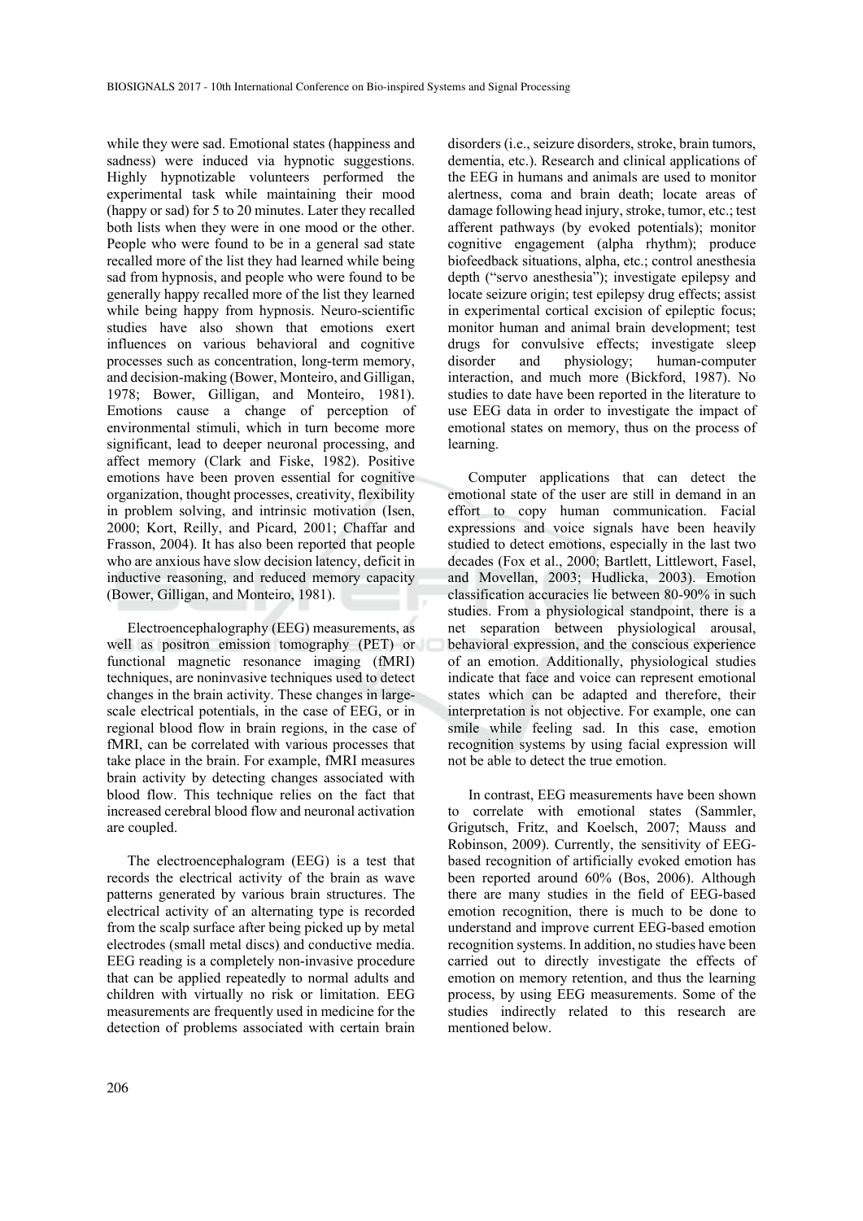while they were sad. Emotional states (happiness and sadness) were induced via hypnotic suggestions. Highly hypnotizable volunteers performed the experimental task while maintaining their mood (happy or sad) for 5 to 20 minutes. Later they recalled both lists when they were in one mood or the other. People who were found to be in a general sad state recalled more of the list they had learned while being sad from hypnosis, and people who were found to be generally happy recalled more of the list they learned while being happy from hypnosis. Neuro-scientific studies have also shown that emotions exert influences on various behavioral and cognitive processes such as concentration, long-term memory, and decision-making (Bower, Monteiro, and Gilligan, 1978; Bower, Gilligan, and Monteiro, 1981). Emotions cause a change of perception of environmental stimuli, which in turn become more significant, lead to deeper neuronal processing, and affect memory (Clark and Fiske, 1982). Positive emotions have been proven essential for cognitive organization, thought processes, creativity, flexibility in problem solving, and intrinsic motivation (Isen, 2000; Kort, Reilly, and Picard, 2001; Chaffar and Frasson, 2004). It has also been reported that people who are anxious have slow decision latency, deficit in inductive reasoning, and reduced memory capacity (Bower, Gilligan, and Monteiro, 1981).

Electroencephalography (EEG) measurements, as well as positron emission tomography (PET) or functional magnetic resonance imaging (fMRI) techniques, are noninvasive techniques used to detect changes in the brain activity. These changes in large-scale electrical potentials, in the case of EEG, or in regional blood flow in brain regions, in the case of fMRI, can be correlated with various processes that take place in the brain. For example, fMRI measures brain activity by detecting changes associated with blood flow. This technique relies on the fact that increased cerebral blood flow and neuronal activation are coupled.

The electroencephalogram (EEG) is a test that records the electrical activity of the brain as wave patterns generated by various brain structures. The electrical activity of an alternating type is recorded from the scalp surface after being picked up by metal electrodes (small metal discs) and conductive media. EEG reading is a completely non-invasive procedure that can be applied repeatedly to normal adults and children with virtually no risk or limitation. EEG measurements are frequently used in medicine for the detection of problems associated with certain brain disorders (i.e., seizure disorders, stroke, brain tumors, dementia, etc.). Research and clinical applications of the EEG in humans and animals are used to monitor alertness, coma and brain death; locate areas of damage following head injury, stroke, tumor, etc.; test afferent pathways (by evoked potentials); monitor cognitive engagement (alpha rhythm); produce biofeedback situations, alpha, etc.; control anesthesia depth ("servo anesthesia"); investigate epilepsy and locate seizure origin; test epilepsy drug effects; assist in experimental cortical excision of epileptic focus; monitor human and animal brain development; test drugs for convulsive effects; investigate sleep disorder and physiology; human-computer interaction, and much more (Bickford, 1987). No studies to date have been reported in the literature to use EEG data in order to investigate the impact of emotional states on memory, thus on the process of learning.

Computer applications that can detect the emotional state of the user are still in demand in an effort to copy human communication. Facial expressions and voice signals have been heavily studied to detect emotions, especially in the last two decades (Fox et al., 2000; Bartlett, Littlewort, Fasel, and Movellan, 2003; Hudlicka, 2003). Emotion classification accuracies lie between 80-90% in such studies. From a physiological standpoint, there is a net separation between physiological arousal, behavioral expression, and the conscious experience of an emotion. Additionally, physiological studies indicate that face and voice can represent emotional states which can be adapted and therefore, their interpretation is not objective. For example, one can smile while feeling sad. In this case, emotion recognition systems by using facial expression will not be able to detect the true emotion.

In contrast, EEG measurements have been shown to correlate with emotional states (Sammler, Grigutsch, Fritz, and Koelsch, 2007; Mauss and Robinson, 2009). Currently, the sensitivity of EEG-based recognition of artificially evoked emotion has been reported around 60% (Bos, 2006). Although there are many studies in the field of EEG-based emotion recognition, there is much to be done to understand and improve current EEG-based emotion recognition systems. In addition, no studies have been carried out to directly investigate the effects of emotion on memory retention, and thus the learning process, by using EEG measurements. Some of the studies indirectly related to this research are mentioned below.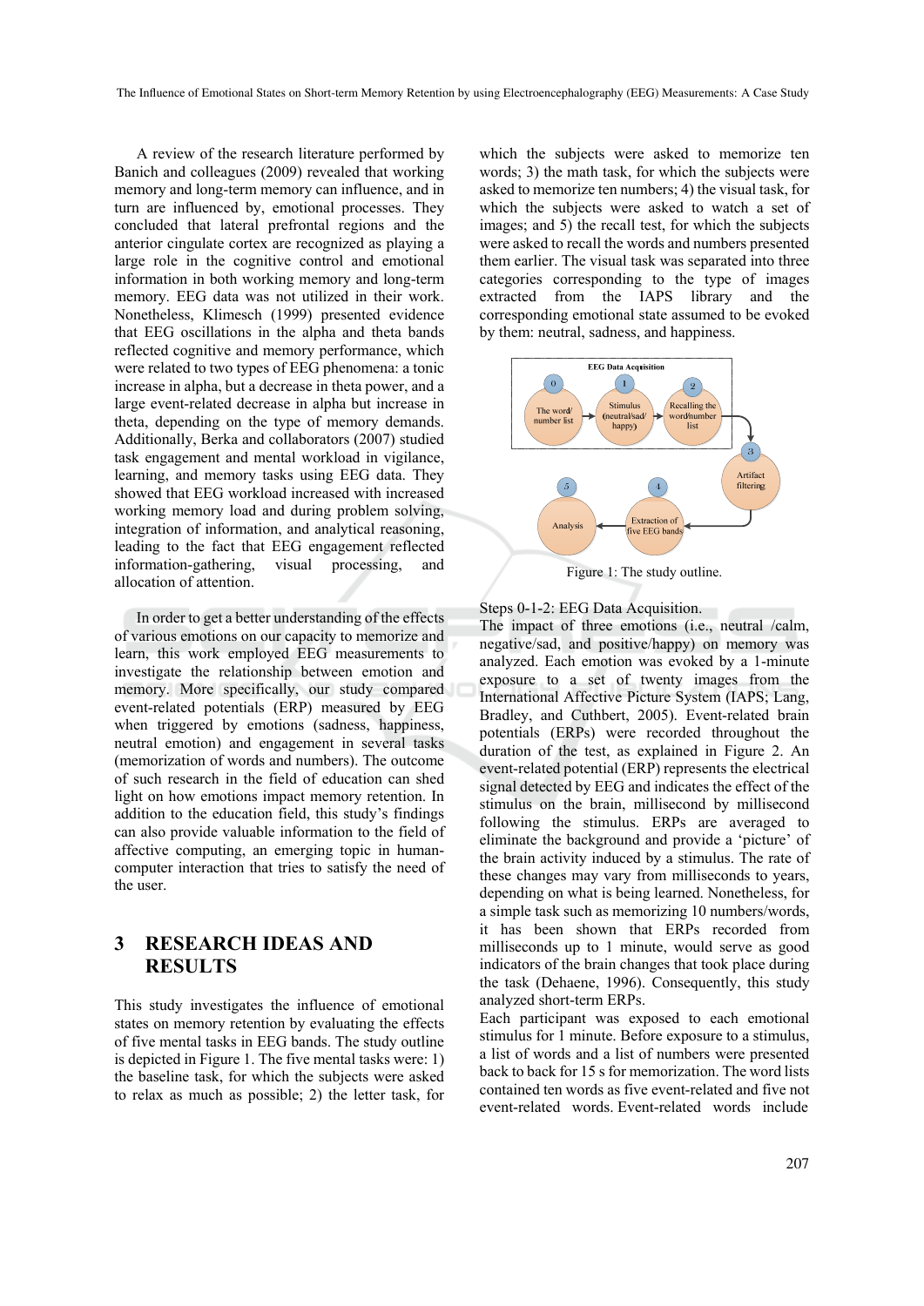A review of the research literature performed by Banich and colleagues (2009) revealed that working memory and long-term memory can influence, and in turn are influenced by, emotional processes. They concluded that lateral prefrontal regions and the anterior cingulate cortex are recognized as playing a large role in the cognitive control and emotional information in both working memory and long-term memory. EEG data was not utilized in their work. Nonetheless, Klimesch (1999) presented evidence that EEG oscillations in the alpha and theta bands reflected cognitive and memory performance, which were related to two types of EEG phenomena: a tonic increase in alpha, but a decrease in theta power, and a large event-related decrease in alpha but increase in theta, depending on the type of memory demands. Additionally, Berka and collaborators (2007) studied task engagement and mental workload in vigilance, learning, and memory tasks using EEG data. They showed that EEG workload increased with increased working memory load and during problem solving, integration of information, and analytical reasoning, leading to the fact that EEG engagement reflected information-gathering, visual processing, and allocation of attention.

In order to get a better understanding of the effects of various emotions on our capacity to memorize and learn, this work employed EEG measurements to investigate the relationship between emotion and memory. More specifically, our study compared event-related potentials (ERP) measured by EEG when triggered by emotions (sadness, happiness, neutral emotion) and engagement in several tasks (memorization of words and numbers). The outcome of such research in the field of education can shed light on how emotions impact memory retention. In addition to the education field, this study's findings can also provide valuable information to the field of affective computing, an emerging topic in human-computer interaction that tries to satisfy the need of the user.

## 3 RESEARCH IDEAS AND RESULTS

This study investigates the influence of emotional states on memory retention by evaluating the effects of five mental tasks in EEG bands. The study outline is depicted in Figure 1. The five mental tasks were: 1) the baseline task, for which the subjects were asked to relax as much as possible; 2) the letter task, for which the subjects were asked to memorize ten words; 3) the math task, for which the subjects were asked to memorize ten numbers; 4) the visual task, for which the subjects were asked to watch a set of images; and 5) the recall test, for which the subjects were asked to recall the words and numbers presented them earlier. The visual task was separated into three categories corresponding to the type of images extracted from the IAPS library and the corresponding emotional state assumed to be evoked by them: neutral, sadness, and happiness.

Figure 1: The study outline.

Steps 0-1-2: EEG Data Acquisition.
The impact of three emotions (i.e., neutral /calm, negative/sad, and positive/happy) on memory was analyzed. Each emotion was evoked by a 1-minute exposure to a set of twenty images from the International Affective Picture System (IAPS; Lang, Bradley, and Cuthbert, 2005). Event-related brain potentials (ERPs) were recorded throughout the duration of the test, as explained in Figure 2. An event-related potential (ERP) represents the electrical signal detected by EEG and indicates the effect of the stimulus on the brain, millisecond by millisecond following the stimulus. ERPs are averaged to eliminate the background and provide a 'picture' of the brain activity induced by a stimulus. The rate of these changes may vary from milliseconds to years, depending on what is being learned. Nonetheless, for a simple task such as memorizing 10 numbers/words, it has been shown that ERPs recorded from milliseconds up to 1 minute, would serve as good indicators of the brain changes that took place during the task (Dehaene, 1996). Consequently, this study analyzed short-term ERPs.
Each participant was exposed to each emotional stimulus for 1 minute. Before exposure to a stimulus, a list of words and a list of numbers were presented back to back for 15 s for memorization. The word lists contained ten words as five event-related and five not event-related words. Event-related words include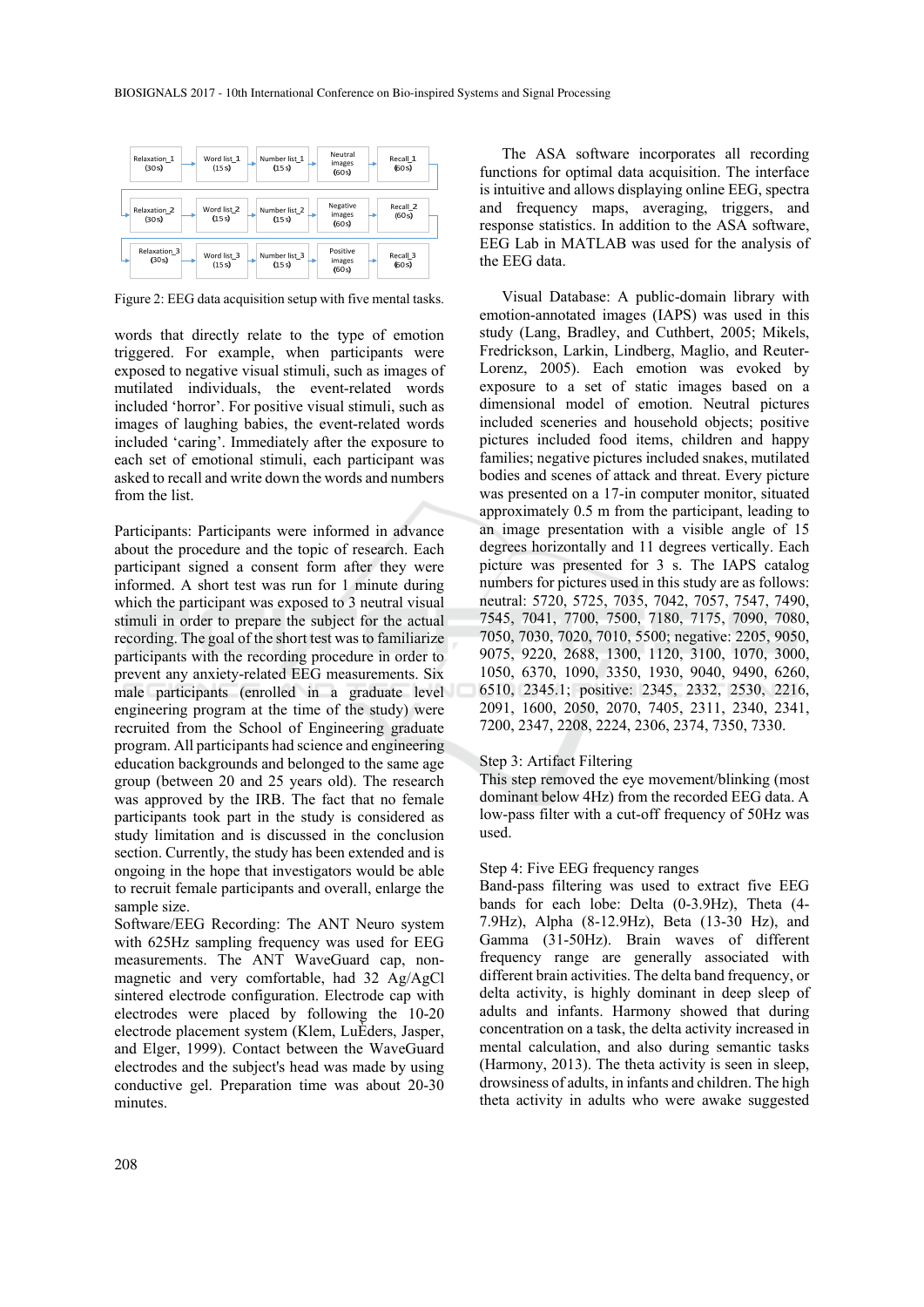| Relaxation_1 (30 s) | Word list_1 (15 s) | Number list_1 (15 s) | Neutral images (60 s) | Recall_1 (60 s) |
|---|---|---|---|---|
| Relaxation_2 (30 s) | Word list_2 (15 s) | Number list_2 (15 s) | Negative images (60 s) | Recall_2 (60 s) |
| Relaxation_3 (30 s) | Word list_3 (15 s) | Number list_3 (15 s) | Positive images (60 s) | Recall_3 (60 s) |

Figure 2: EEG data acquisition setup with five mental tasks.

words that directly relate to the type of emotion triggered. For example, when participants were exposed to negative visual stimuli, such as images of mutilated individuals, the event-related words included 'horror'. For positive visual stimuli, such as images of laughing babies, the event-related words included 'caring'. Immediately after the exposure to each set of emotional stimuli, each participant was asked to recall and write down the words and numbers from the list.

Participants: Participants were informed in advance about the procedure and the topic of research. Each participant signed a consent form after they were informed. A short test was run for 1 minute during which the participant was exposed to 3 neutral visual stimuli in order to prepare the subject for the actual recording. The goal of the short test was to familiarize participants with the recording procedure in order to prevent any anxiety-related EEG measurements. Six male participants (enrolled in a graduate level engineering program at the time of the study) were recruited from the School of Engineering graduate program. All participants had science and engineering education backgrounds and belonged to the same age group (between 20 and 25 years old). The research was approved by the IRB. The fact that no female participants took part in the study is considered as study limitation and is discussed in the conclusion section. Currently, the study has been extended and is ongoing in the hope that investigators would be able to recruit female participants and overall, enlarge the sample size.

Software/EEG Recording: The ANT Neuro system with 625Hz sampling frequency was used for EEG measurements. The ANT WaveGuard cap, non-magnetic and very comfortable, had 32 Ag/AgCl sintered electrode configuration. Electrode cap with electrodes were placed by following the 10-20 electrode placement system (Klem, LuEders, Jasper, and Elger, 1999). Contact between the WaveGuard electrodes and the subject's head was made by using conductive gel. Preparation time was about 20-30 minutes.

The ASA software incorporates all recording functions for optimal data acquisition. The interface is intuitive and allows displaying online EEG, spectra and frequency maps, averaging, triggers, and response statistics. In addition to the ASA software, EEG Lab in MATLAB was used for the analysis of the EEG data.

Visual Database: A public-domain library with emotion-annotated images (IAPS) was used in this study (Lang, Bradley, and Cuthbert, 2005; Mikels, Fredrickson, Larkin, Lindberg, Maglio, and Reuter-Lorenz, 2005). Each emotion was evoked by exposure to a set of static images based on a dimensional model of emotion. Neutral pictures included sceneries and household objects; positive pictures included food items, children and happy families; negative pictures included snakes, mutilated bodies and scenes of attack and threat. Every picture was presented on a 17-in computer monitor, situated approximately 0.5 m from the participant, leading to an image presentation with a visible angle of 15 degrees horizontally and 11 degrees vertically. Each picture was presented for 3 s. The IAPS catalog numbers for pictures used in this study are as follows: neutral: 5720, 5725, 7035, 7042, 7057, 7547, 7490, 7545, 7041, 7700, 7500, 7180, 7175, 7090, 7080, 7050, 7030, 7020, 7010, 5500; negative: 2205, 9050, 9075, 9220, 2688, 1300, 1120, 3100, 1070, 3000, 1050, 6370, 1090, 3350, 1930, 9040, 9490, 6260, 6510, 2345.1; positive: 2345, 2332, 2530, 2216, 2091, 1600, 2050, 2070, 7405, 2311, 2340, 2341, 7200, 2347, 2208, 2224, 2306, 2374, 7350, 7330.

Step 3: Artifact Filtering

This step removed the eye movement/blinking (most dominant below 4Hz) from the recorded EEG data. A low-pass filter with a cut-off frequency of 50Hz was used.

Step 4: Five EEG frequency ranges

Band-pass filtering was used to extract five EEG bands for each lobe: Delta (0-3.9Hz), Theta (4-7.9Hz), Alpha (8-12.9Hz), Beta (13-30 Hz), and Gamma (31-50Hz). Brain waves of different frequency range are generally associated with different brain activities. The delta band frequency, or delta activity, is highly dominant in deep sleep of adults and infants. Harmony showed that during concentration on a task, the delta activity increased in mental calculation, and also during semantic tasks (Harmony, 2013). The theta activity is seen in sleep, drowsiness of adults, in infants and children. The high theta activity in adults who were awake suggested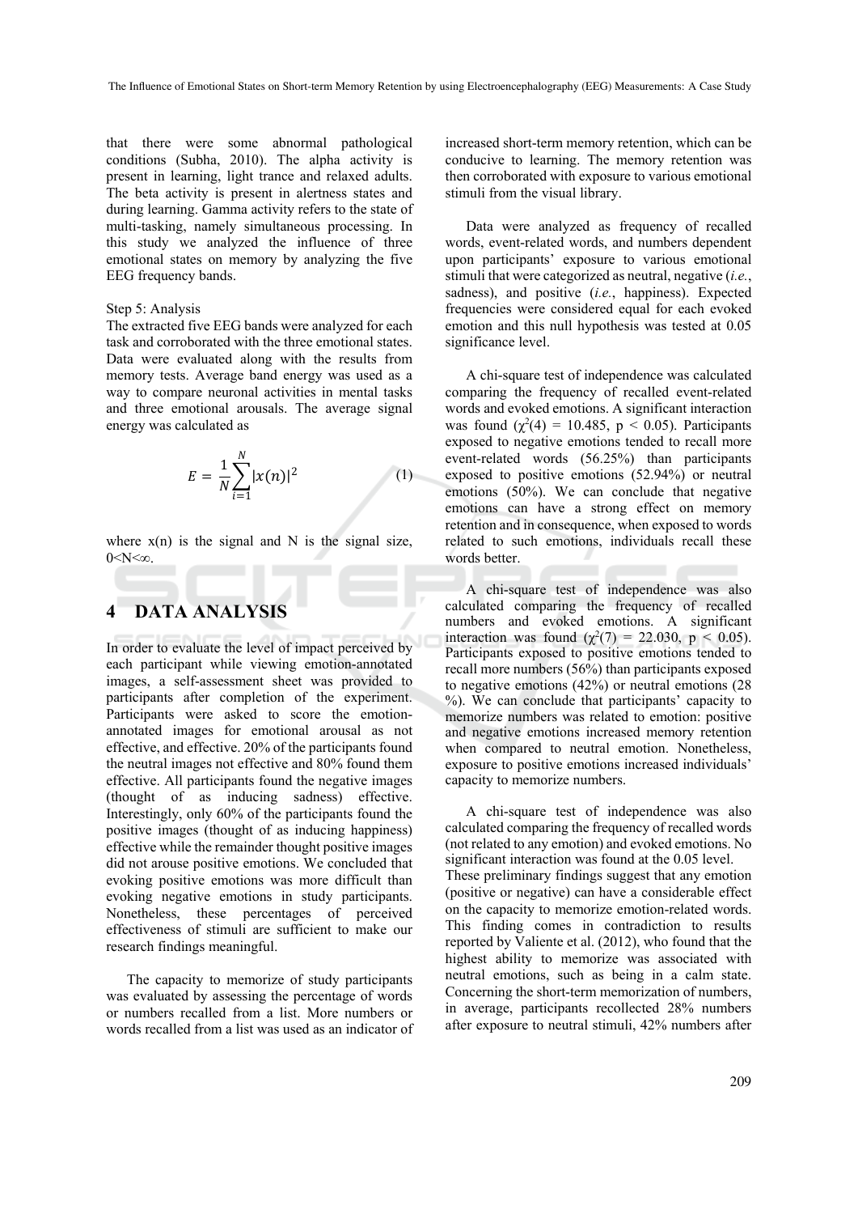that there were some abnormal pathological conditions (Subha, 2010). The alpha activity is present in learning, light trance and relaxed adults. The beta activity is present in alertness states and during learning. Gamma activity refers to the state of multi-tasking, namely simultaneous processing. In this study we analyzed the influence of three emotional states on memory by analyzing the five EEG frequency bands.

Step 5: Analysis

The extracted five EEG bands were analyzed for each task and corroborated with the three emotional states. Data were evaluated along with the results from memory tests. Average band energy was used as a way to compare neuronal activities in mental tasks and three emotional arousals. The average signal energy was calculated as

$$E = \frac{1}{N}\sum_{i=1}^{N}|x(n)|^2 \tag{1}$$

where x(n) is the signal and N is the signal size, $0<N<\infty$.

## 4 DATA ANALYSIS

In order to evaluate the level of impact perceived by each participant while viewing emotion-annotated images, a self-assessment sheet was provided to participants after completion of the experiment. Participants were asked to score the emotion-annotated images for emotional arousal as not effective, and effective. 20% of the participants found the neutral images not effective and 80% found them effective. All participants found the negative images (thought of as inducing sadness) effective. Interestingly, only 60% of the participants found the positive images (thought of as inducing happiness) effective while the remainder thought positive images did not arouse positive emotions. We concluded that evoking positive emotions was more difficult than evoking negative emotions in study participants. Nonetheless, these percentages of perceived effectiveness of stimuli are sufficient to make our research findings meaningful.

The capacity to memorize of study participants was evaluated by assessing the percentage of words or numbers recalled from a list. More numbers or words recalled from a list was used as an indicator of increased short-term memory retention, which can be conducive to learning. The memory retention was then corroborated with exposure to various emotional stimuli from the visual library.

Data were analyzed as frequency of recalled words, event-related words, and numbers dependent upon participants' exposure to various emotional stimuli that were categorized as neutral, negative (*i.e.*, sadness), and positive (*i.e.*, happiness). Expected frequencies were considered equal for each evoked emotion and this null hypothesis was tested at 0.05 significance level.

A chi-square test of independence was calculated comparing the frequency of recalled event-related words and evoked emotions. A significant interaction was found ($\chi^2(4) = 10.485$, $p < 0.05$). Participants exposed to negative emotions tended to recall more event-related words (56.25%) than participants exposed to positive emotions (52.94%) or neutral emotions (50%). We can conclude that negative emotions can have a strong effect on memory retention and in consequence, when exposed to words related to such emotions, individuals recall these words better.

A chi-square test of independence was also calculated comparing the frequency of recalled numbers and evoked emotions. A significant interaction was found ($\chi^2(7) = 22.030$, $p < 0.05$). Participants exposed to positive emotions tended to recall more numbers (56%) than participants exposed to negative emotions (42%) or neutral emotions (28 %). We can conclude that participants' capacity to memorize numbers was related to emotion: positive and negative emotions increased memory retention when compared to neutral emotion. Nonetheless, exposure to positive emotions increased individuals' capacity to memorize numbers.

A chi-square test of independence was also calculated comparing the frequency of recalled words (not related to any emotion) and evoked emotions. No significant interaction was found at the 0.05 level. These preliminary findings suggest that any emotion (positive or negative) can have a considerable effect on the capacity to memorize emotion-related words. This finding comes in contradiction to results reported by Valiente et al. (2012), who found that the highest ability to memorize was associated with neutral emotions, such as being in a calm state. Concerning the short-term memorization of numbers, in average, participants recollected 28% numbers after exposure to neutral stimuli, 42% numbers after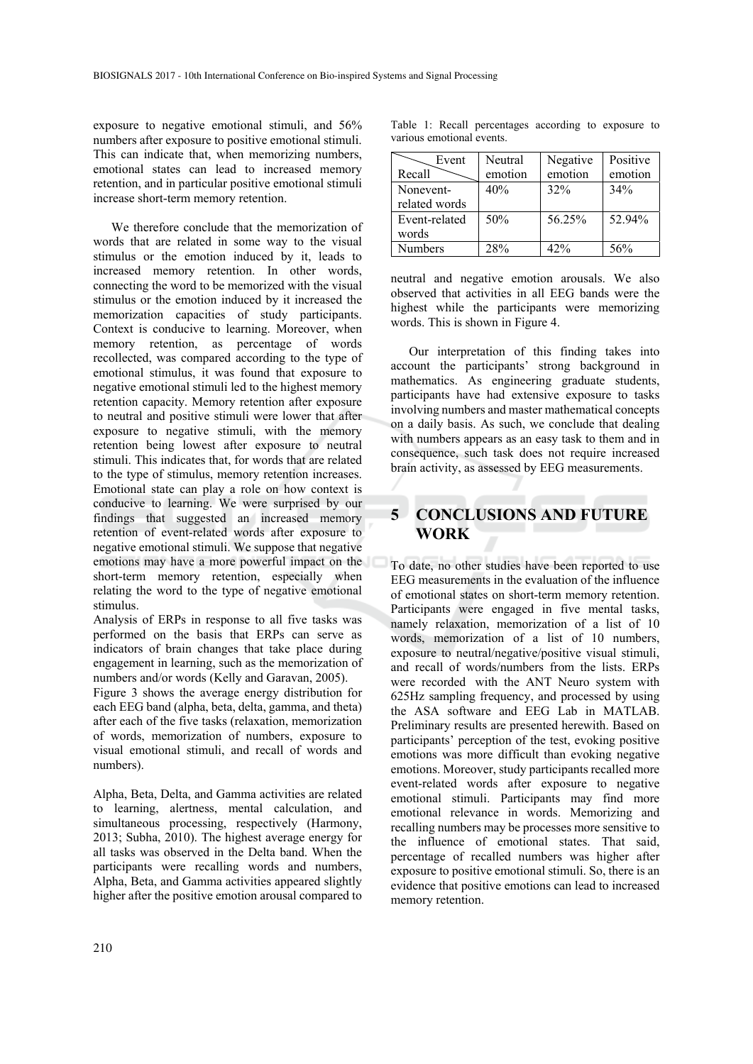exposure to negative emotional stimuli, and 56% numbers after exposure to positive emotional stimuli. This can indicate that, when memorizing numbers, emotional states can lead to increased memory retention, and in particular positive emotional stimuli increase short-term memory retention.

We therefore conclude that the memorization of words that are related in some way to the visual stimulus or the emotion induced by it, leads to increased memory retention. In other words, connecting the word to be memorized with the visual stimulus or the emotion induced by it increased the memorization capacities of study participants. Context is conducive to learning. Moreover, when memory retention, as percentage of words recollected, was compared according to the type of emotional stimulus, it was found that exposure to negative emotional stimuli led to the highest memory retention capacity. Memory retention after exposure to neutral and positive stimuli were lower that after exposure to negative stimuli, with the memory retention being lowest after exposure to neutral stimuli. This indicates that, for words that are related to the type of stimulus, memory retention increases. Emotional state can play a role on how context is conducive to learning. We were surprised by our findings that suggested an increased memory retention of event-related words after exposure to negative emotional stimuli. We suppose that negative emotions may have a more powerful impact on the short-term memory retention, especially when relating the word to the type of negative emotional stimulus.

Analysis of ERPs in response to all five tasks was performed on the basis that ERPs can serve as indicators of brain changes that take place during engagement in learning, such as the memorization of numbers and/or words (Kelly and Garavan, 2005).

Figure 3 shows the average energy distribution for each EEG band (alpha, beta, delta, gamma, and theta) after each of the five tasks (relaxation, memorization of words, memorization of numbers, exposure to visual emotional stimuli, and recall of words and numbers).

Alpha, Beta, Delta, and Gamma activities are related to learning, alertness, mental calculation, and simultaneous processing, respectively (Harmony, 2013; Subha, 2010). The highest average energy for all tasks was observed in the Delta band. When the participants were recalling words and numbers, Alpha, Beta, and Gamma activities appeared slightly higher after the positive emotion arousal compared to neutral and negative emotion arousals. We also observed that activities in all EEG bands were the highest while the participants were memorizing words. This is shown in Figure 4.

Table 1: Recall percentages according to exposure to various emotional events.

| Event / Recall | Neutral emotion | Negative emotion | Positive emotion |
|---|---|---|---|
| Nonevent-related words | 40% | 32% | 34% |
| Event-related words | 50% | 56.25% | 52.94% |
| Numbers | 28% | 42% | 56% |

Our interpretation of this finding takes into account the participants' strong background in mathematics. As engineering graduate students, participants have had extensive exposure to tasks involving numbers and master mathematical concepts on a daily basis. As such, we conclude that dealing with numbers appears as an easy task to them and in consequence, such task does not require increased brain activity, as assessed by EEG measurements.

# 5 CONCLUSIONS AND FUTURE WORK

To date, no other studies have been reported to use EEG measurements in the evaluation of the influence of emotional states on short-term memory retention. Participants were engaged in five mental tasks, namely relaxation, memorization of a list of 10 words, memorization of a list of 10 numbers, exposure to neutral/negative/positive visual stimuli, and recall of words/numbers from the lists. ERPs were recorded with the ANT Neuro system with 625Hz sampling frequency, and processed by using the ASA software and EEG Lab in MATLAB. Preliminary results are presented herewith. Based on participants' perception of the test, evoking positive emotions was more difficult than evoking negative emotions. Moreover, study participants recalled more event-related words after exposure to negative emotional stimuli. Participants may find more emotional relevance in words. Memorizing and recalling numbers may be processes more sensitive to the influence of emotional states. That said, percentage of recalled numbers was higher after exposure to positive emotional stimuli. So, there is an evidence that positive emotions can lead to increased memory retention.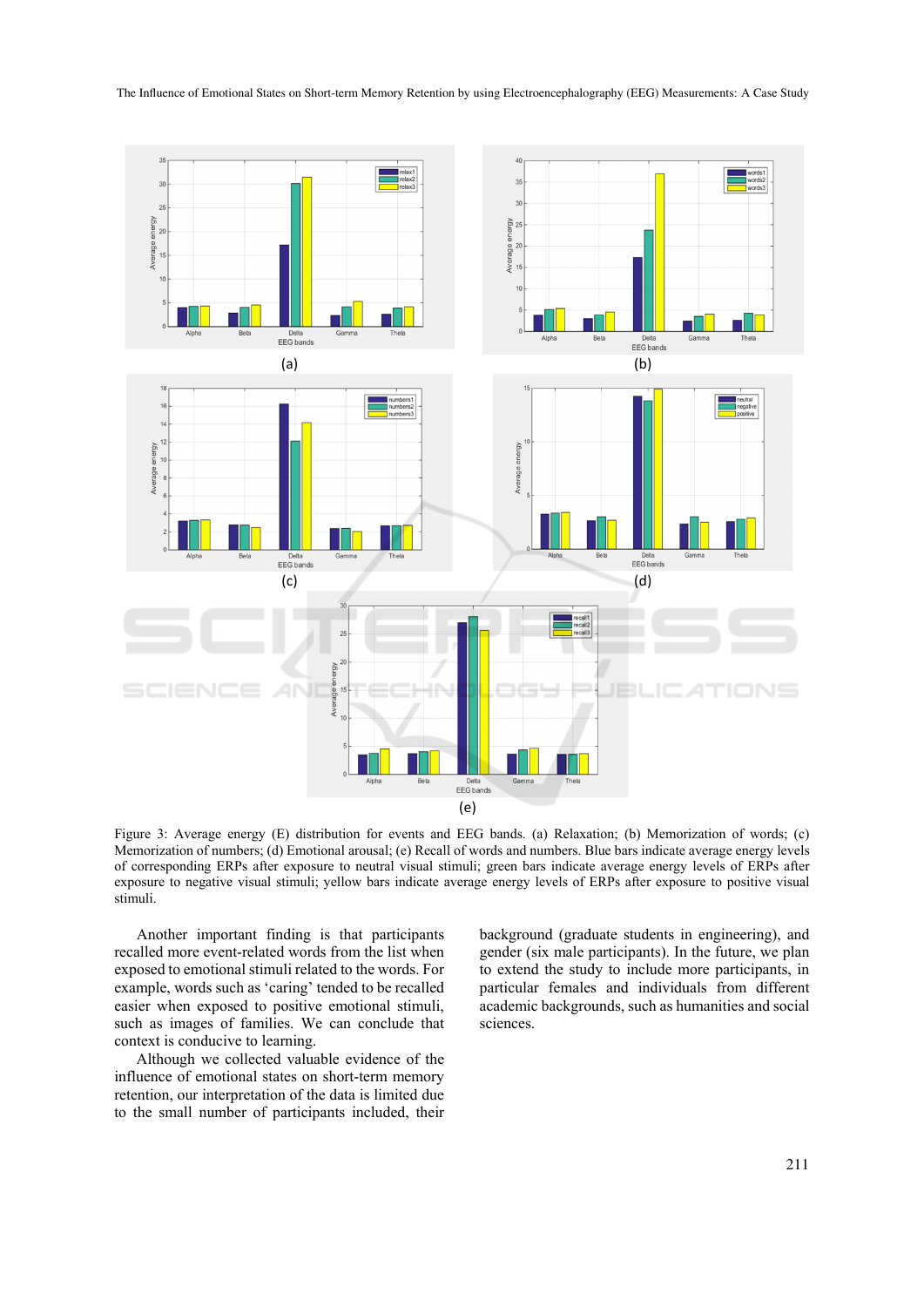Figure 3: Average energy (E) distribution for events and EEG bands. (a) Relaxation; (b) Memorization of words; (c) Memorization of numbers; (d) Emotional arousal; (e) Recall of words and numbers. Blue bars indicate average energy levels of corresponding ERPs after exposure to neutral visual stimuli; green bars indicate average energy levels of ERPs after exposure to negative visual stimuli; yellow bars indicate average energy levels of ERPs after exposure to positive visual stimuli.

Another important finding is that participants recalled more event-related words from the list when exposed to emotional stimuli related to the words. For example, words such as 'caring' tended to be recalled easier when exposed to positive emotional stimuli, such as images of families. We can conclude that context is conducive to learning.

Although we collected valuable evidence of the influence of emotional states on short-term memory retention, our interpretation of the data is limited due to the small number of participants included, their background (graduate students in engineering), and gender (six male participants). In the future, we plan to extend the study to include more participants, in particular females and individuals from different academic backgrounds, such as humanities and social sciences.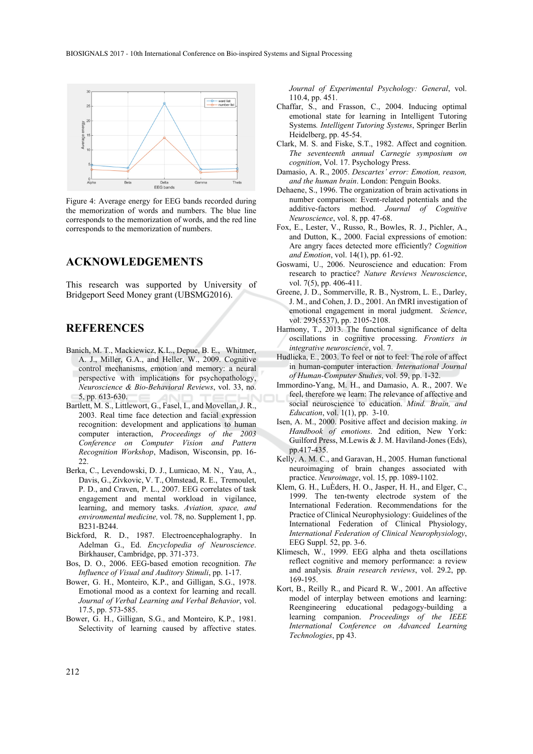Figure 4: Average energy for EEG bands recorded during the memorization of words and numbers. The blue line corresponds to the memorization of words, and the red line corresponds to the memorization of numbers.

## ACKNOWLEDGEMENTS

This research was supported by University of Bridgeport Seed Money grant (UBSMG2016).

## REFERENCES

Banich, M. T., Mackiewicz, K.L., Depue, B. E., Whitmer, A. J., Miller, G.A., and Heller, W., 2009. Cognitive control mechanisms, emotion and memory: a neural perspective with implications for psychopathology, *Neuroscience & Bio-Behavioral Reviews*, vol. 33, no. 5, pp. 613-630.

Bartlett, M. S., Littlewort, G., Fasel, I., and Movellan, J. R., 2003. Real time face detection and facial expression recognition: development and applications to human computer interaction, *Proceedings of the 2003 Conference on Computer Vision and Pattern Recognition Workshop*, Madison, Wisconsin, pp. 16-22.

Berka, C., Levendowski, D. J., Lumicao, M. N., Yau, A., Davis, G., Zivkovic, V. T., Olmstead, R. E., Tremoulet, P. D., and Craven, P. L., 2007. EEG correlates of task engagement and mental workload in vigilance, learning, and memory tasks. *Aviation, space, and environmental medicine,* vol. 78, no. Supplement 1, pp. B231-B244.

Bickford, R. D., 1987. Electroencephalography. In Adelman G., Ed. *Encyclopedia of Neuroscience*. Birkhauser, Cambridge, pp. 371-373.

Bos, D. O., 2006. EEG-based emotion recognition. *The Influence of Visual and Auditory Stimuli*, pp. 1-17.

Bower, G. H., Monteiro, K.P., and Gilligan, S.G., 1978. Emotional mood as a context for learning and recall. *Journal of Verbal Learning and Verbal Behavior*, vol. 17.5, pp. 573-585.

Bower, G. H., Gilligan, S.G., and Monteiro, K.P., 1981. Selectivity of learning caused by affective states. *Journal of Experimental Psychology: General*, vol. 110.4, pp. 451.

Chaffar, S., and Frasson, C., 2004. Inducing optimal emotional state for learning in Intelligent Tutoring Systems. *Intelligent Tutoring Systems*, Springer Berlin Heidelberg, pp. 45-54.

Clark, M. S. and Fiske, S.T., 1982. Affect and cognition. *The seventeenth annual Carnegie symposium on cognition*, Vol. 17. Psychology Press.

Damasio, A. R., 2005. *Descartes' error: Emotion, reason, and the human brain*. London: Penguin Books.

Dehaene, S., 1996. The organization of brain activations in number comparison: Event-related potentials and the additive-factors method. *Journal of Cognitive Neuroscience*, vol. 8, pp. 47-68.

Fox, E., Lester, V., Russo, R., Bowles, R. J., Pichler, A., and Dutton, K., 2000. Facial expressions of emotion: Are angry faces detected more efficiently? *Cognition and Emotion*, vol. 14(1), pp. 61-92.

Goswami, U., 2006. Neuroscience and education: From research to practice? *Nature Reviews Neuroscience*, vol. 7(5), pp. 406-411.

Greene, J. D., Sommerville, R. B., Nystrom, L. E., Darley, J. M., and Cohen, J. D., 2001. An fMRI investigation of emotional engagement in moral judgment. *Science*, vol. 293(5537), pp. 2105-2108.

Harmony, T., 2013. The functional significance of delta oscillations in cognitive processing. *Frontiers in integrative neuroscience*, vol. 7.

Hudlicka, E., 2003. To feel or not to feel: The role of affect in human-computer interaction. *International Journal of Human-Computer Studies*, vol. 59, pp. 1-32.

Immordino-Yang, M. H., and Damasio, A. R., 2007. We feel, therefore we learn: The relevance of affective and social neuroscience to education. *Mind. Brain, and Education*, vol. 1(1), pp. 3-10.

Isen, A. M., 2000. Positive affect and decision making. *in Handbook of emotions*. 2nd edition, New York: Guilford Press, M.Lewis & J. M. Haviland-Jones (Eds), pp.417-435.

Kelly, A. M. C., and Garavan, H., 2005. Human functional neuroimaging of brain changes associated with practice. *Neuroimage*, vol. 15, pp. 1089-1102.

Klem, G. H., LuÈders, H. O., Jasper, H. H., and Elger, C., 1999. The ten-twenty electrode system of the International Federation. Recommendations for the Practice of Clinical Neurophysiology: Guidelines of the International Federation of Clinical Physiology, *International Federation of Clinical Neurophysiology*, EEG Suppl. 52, pp. 3-6.

Klimesch, W., 1999. EEG alpha and theta oscillations reflect cognitive and memory performance: a review and analysis*.* *Brain research reviews*, vol. 29.2, pp. 169-195.

Kort, B., Reilly R., and Picard R. W., 2001. An affective model of interplay between emotions and learning: Reengineering educational pedagogy-building a learning companion. *Proceedings of the IEEE International Conference on Advanced Learning Technologies*, pp 43.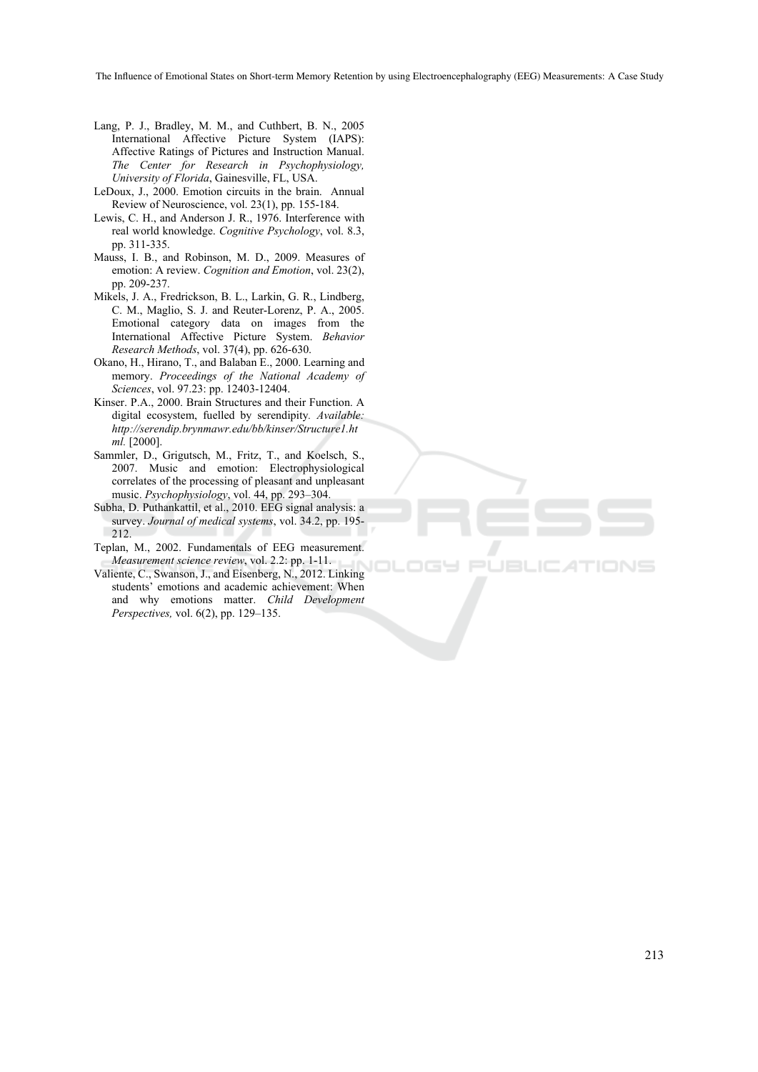Lang, P. J., Bradley, M. M., and Cuthbert, B. N., 2005 International Affective Picture System (IAPS): Affective Ratings of Pictures and Instruction Manual. *The Center for Research in Psychophysiology, University of Florida*, Gainesville, FL, USA.

LeDoux, J., 2000. Emotion circuits in the brain. Annual Review of Neuroscience, vol. 23(1), pp. 155-184.

Lewis, C. H., and Anderson J. R., 1976. Interference with real world knowledge. *Cognitive Psychology*, vol. 8.3, pp. 311-335.

Mauss, I. B., and Robinson, M. D., 2009. Measures of emotion: A review. *Cognition and Emotion*, vol. 23(2), pp. 209-237.

Mikels, J. A., Fredrickson, B. L., Larkin, G. R., Lindberg, C. M., Maglio, S. J. and Reuter-Lorenz, P. A., 2005. Emotional category data on images from the International Affective Picture System. *Behavior Research Methods*, vol. 37(4), pp. 626-630.

Okano, H., Hirano, T., and Balaban E., 2000. Learning and memory. *Proceedings of the National Academy of Sciences*, vol. 97.23: pp. 12403-12404.

Kinser. P.A., 2000. Brain Structures and their Function. A digital ecosystem, fuelled by serendipity. *Available: http://serendip.brynmawr.edu/bb/kinser/Structure1.html.* [2000].

Sammler, D., Grigutsch, M., Fritz, T., and Koelsch, S., 2007. Music and emotion: Electrophysiological correlates of the processing of pleasant and unpleasant music. *Psychophysiology*, vol. 44, pp. 293–304.

Subha, D. Puthankattil, et al., 2010. EEG signal analysis: a survey. *Journal of medical systems*, vol. 34.2, pp. 195-212.

Teplan, M., 2002. Fundamentals of EEG measurement. *Measurement science review*, vol. 2.2: pp. 1-11.

Valiente, C., Swanson, J., and Eisenberg, N., 2012. Linking students' emotions and academic achievement: When and why emotions matter. *Child Development Perspectives,* vol. 6(2), pp. 129–135.